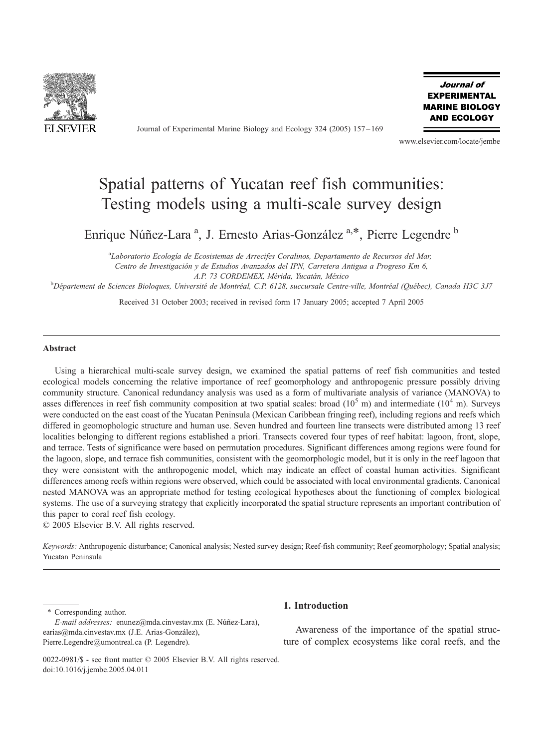# Spatial patterns of Yucatan reef fish communities: Testing models using a multi-scale survey design

Enrique Núñez-Lara [a], J. Ernesto Arias-González [a,*], Pierre Legendre [b]

[a] *Laboratorio Ecología de Ecosistemas de Arrecifes Coralinos, Departamento de Recursos del Mar, Centro de Investigación y de Estudios Avanzados del IPN, Carretera Antigua a Progreso Km 6, A.P. 73 CORDEMEX, Mérida, Yucatán, México*

[b] *Département de Sciences Bioloques, Université de Montréal, C.P. 6128, succursale Centre-ville, Montréal (Québec), Canada H3C 3J7*

Received 31 October 2003; received in revised form 17 January 2005; accepted 7 April 2005

## Abstract

Using a hierarchical multi-scale survey design, we examined the spatial patterns of reef fish communities and tested ecological models concerning the relative importance of reef geomorphology and anthropogenic pressure possibly driving community structure. Canonical redundancy analysis was used as a form of multivariate analysis of variance (MANOVA) to asses differences in reef fish community composition at two spatial scales: broad ($10^5$ m) and intermediate ($10^4$ m). Surveys were conducted on the east coast of the Yucatan Peninsula (Mexican Caribbean fringing reef), including regions and reefs which differed in geomophologic structure and human use. Seven hundred and fourteen line transects were distributed among 13 reef localities belonging to different regions established a priori. Transects covered four types of reef habitat: lagoon, front, slope, and terrace. Tests of significance were based on permutation procedures. Significant differences among regions were found for the lagoon, slope, and terrace fish communities, consistent with the geomorphologic model, but it is only in the reef lagoon that they were consistent with the anthropogenic model, which may indicate an effect of coastal human activities. Significant differences among reefs within regions were observed, which could be associated with local environmental gradients. Canonical nested MANOVA was an appropriate method for testing ecological hypotheses about the functioning of complex biological systems. The use of a surveying strategy that explicitly incorporated the spatial structure represents an important contribution of this paper to coral reef fish ecology.

© 2005 Elsevier B.V. All rights reserved.

*Keywords:* Anthropogenic disturbance; Canonical analysis; Nested survey design; Reef-fish community; Reef geomorphology; Spatial analysis; Yucatan Peninsula

## 1. Introduction

Awareness of the importance of the spatial structure of complex ecosystems like coral reefs, and the

\* Corresponding author.

*E-mail addresses:* enunez@mda.cinvestav.mx (E. Núñez-Lara), earias@mda.cinvestav.mx (J.E. Arias-González), Pierre.Legendre@umontreal.ca (P. Legendre).

0022-0981/$ - see front matter © 2005 Elsevier B.V. All rights reserved.
doi:10.1016/j.jembe.2005.04.011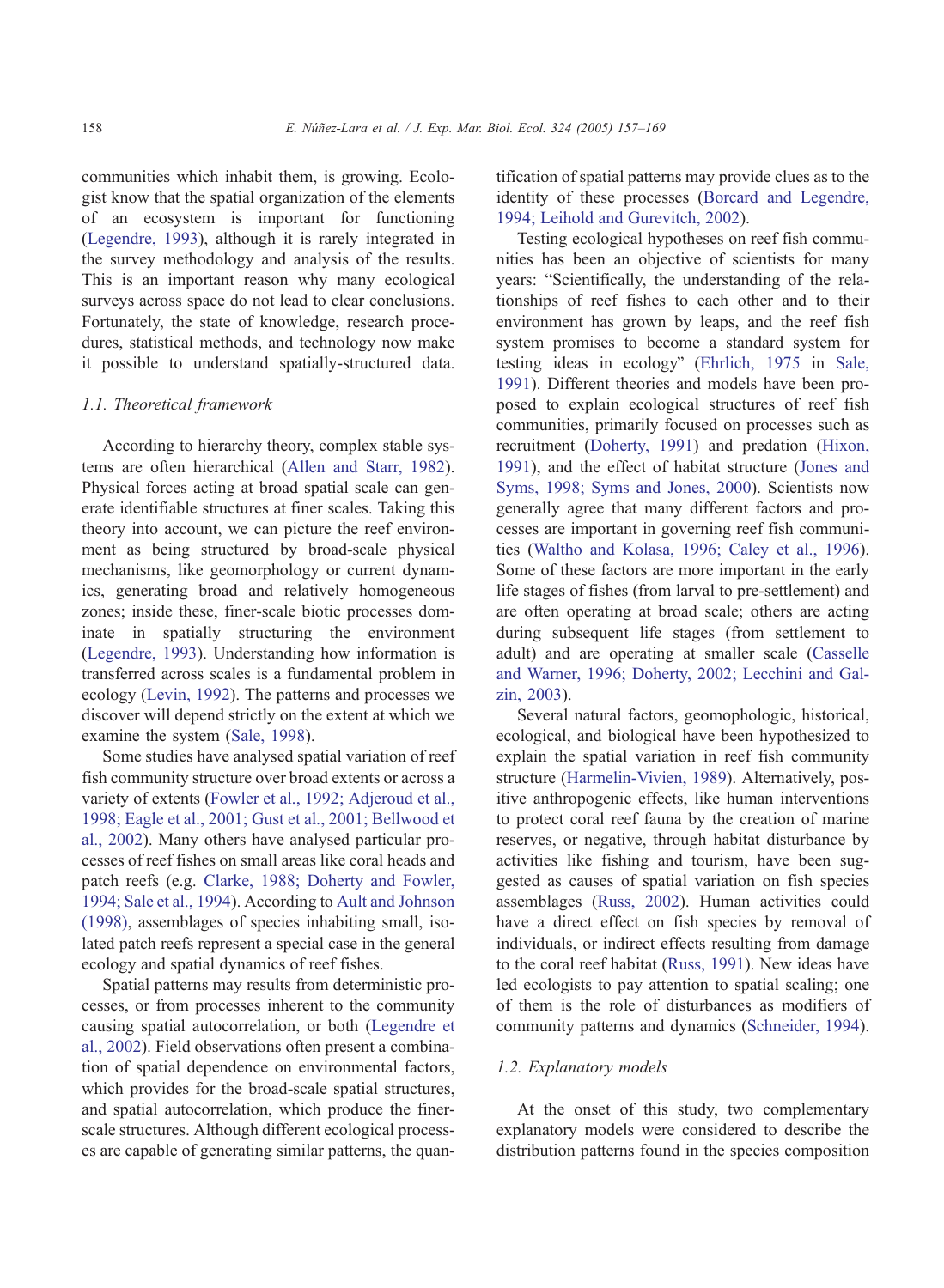communities which inhabit them, is growing. Ecologist know that the spatial organization of the elements of an ecosystem is important for functioning (Legendre, 1993), although it is rarely integrated in the survey methodology and analysis of the results. This is an important reason why many ecological surveys across space do not lead to clear conclusions. Fortunately, the state of knowledge, research procedures, statistical methods, and technology now make it possible to understand spatially-structured data.

### 1.1. Theoretical framework

According to hierarchy theory, complex stable systems are often hierarchical (Allen and Starr, 1982). Physical forces acting at broad spatial scale can generate identifiable structures at finer scales. Taking this theory into account, we can picture the reef environment as being structured by broad-scale physical mechanisms, like geomorphology or current dynamics, generating broad and relatively homogeneous zones; inside these, finer-scale biotic processes dominate in spatially structuring the environment (Legendre, 1993). Understanding how information is transferred across scales is a fundamental problem in ecology (Levin, 1992). The patterns and processes we discover will depend strictly on the extent at which we examine the system (Sale, 1998).

Some studies have analysed spatial variation of reef fish community structure over broad extents or across a variety of extents (Fowler et al., 1992; Adjeroud et al., 1998; Eagle et al., 2001; Gust et al., 2001; Bellwood et al., 2002). Many others have analysed particular processes of reef fishes on small areas like coral heads and patch reefs (e.g. Clarke, 1988; Doherty and Fowler, 1994; Sale et al., 1994). According to Ault and Johnson (1998), assemblages of species inhabiting small, isolated patch reefs represent a special case in the general ecology and spatial dynamics of reef fishes.

Spatial patterns may results from deterministic processes, or from processes inherent to the community causing spatial autocorrelation, or both (Legendre et al., 2002). Field observations often present a combination of spatial dependence on environmental factors, which provides for the broad-scale spatial structures, and spatial autocorrelation, which produce the finer-scale structures. Although different ecological processes are capable of generating similar patterns, the quantification of spatial patterns may provide clues as to the identity of these processes (Borcard and Legendre, 1994; Leihold and Gurevitch, 2002).

Testing ecological hypotheses on reef fish communities has been an objective of scientists for many years: "Scientifically, the understanding of the relationships of reef fishes to each other and to their environment has grown by leaps, and the reef fish system promises to become a standard system for testing ideas in ecology" (Ehrlich, 1975 in Sale, 1991). Different theories and models have been proposed to explain ecological structures of reef fish communities, primarily focused on processes such as recruitment (Doherty, 1991) and predation (Hixon, 1991), and the effect of habitat structure (Jones and Syms, 1998; Syms and Jones, 2000). Scientists now generally agree that many different factors and processes are important in governing reef fish communities (Waltho and Kolasa, 1996; Caley et al., 1996). Some of these factors are more important in the early life stages of fishes (from larval to pre-settlement) and are often operating at broad scale; others are acting during subsequent life stages (from settlement to adult) and are operating at smaller scale (Casselle and Warner, 1996; Doherty, 2002; Lecchini and Galzin, 2003).

Several natural factors, geomophologic, historical, ecological, and biological have been hypothesized to explain the spatial variation in reef fish community structure (Harmelin-Vivien, 1989). Alternatively, positive anthropogenic effects, like human interventions to protect coral reef fauna by the creation of marine reserves, or negative, through habitat disturbance by activities like fishing and tourism, have been suggested as causes of spatial variation on fish species assemblages (Russ, 2002). Human activities could have a direct effect on fish species by removal of individuals, or indirect effects resulting from damage to the coral reef habitat (Russ, 1991). New ideas have led ecologists to pay attention to spatial scaling; one of them is the role of disturbances as modifiers of community patterns and dynamics (Schneider, 1994).

### 1.2. Explanatory models

At the onset of this study, two complementary explanatory models were considered to describe the distribution patterns found in the species composition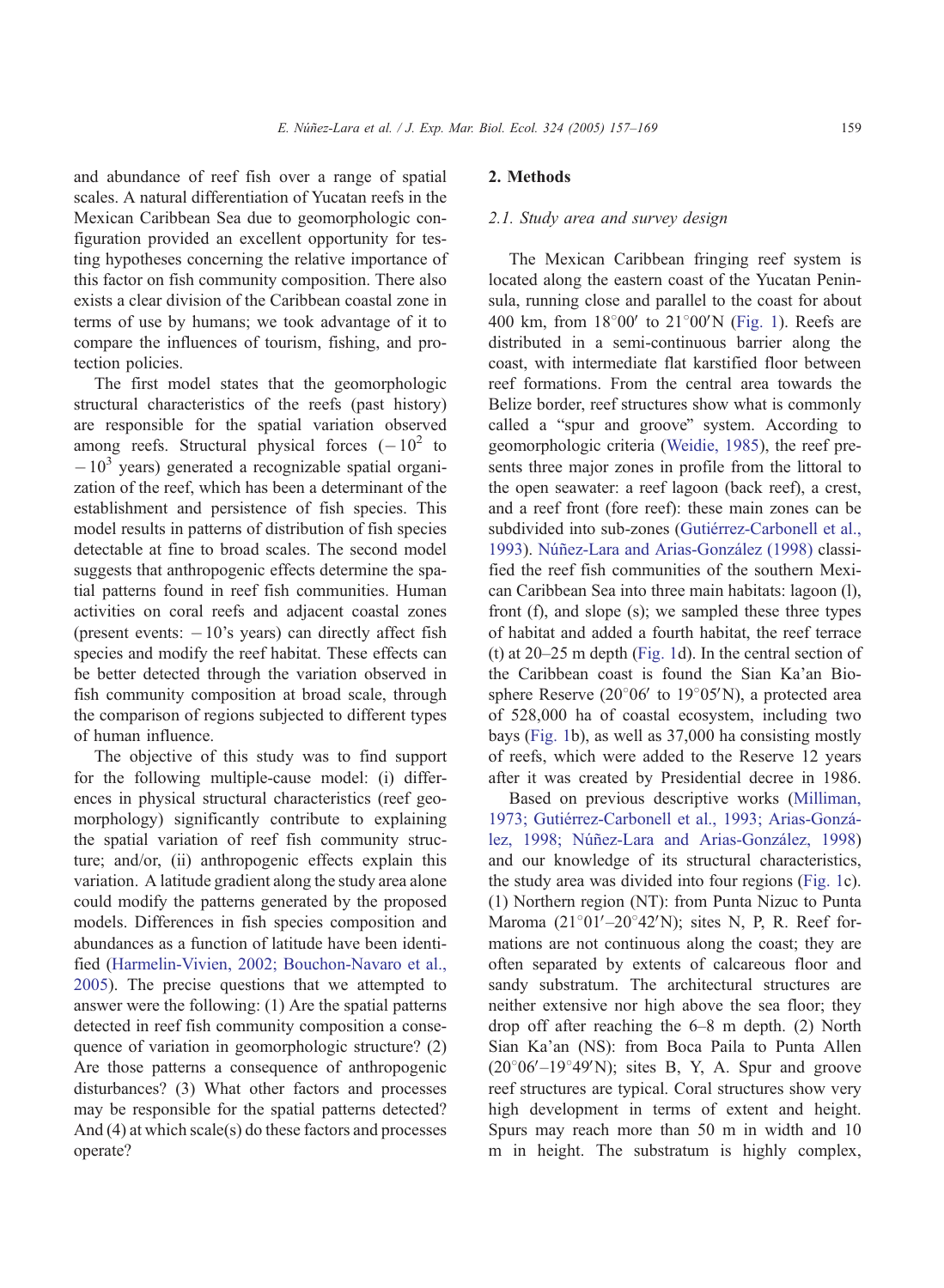and abundance of reef fish over a range of spatial scales. A natural differentiation of Yucatan reefs in the Mexican Caribbean Sea due to geomorphologic configuration provided an excellent opportunity for testing hypotheses concerning the relative importance of this factor on fish community composition. There also exists a clear division of the Caribbean coastal zone in terms of use by humans; we took advantage of it to compare the influences of tourism, fishing, and protection policies.

The first model states that the geomorphologic structural characteristics of the reefs (past history) are responsible for the spatial variation observed among reefs. Structural physical forces ($-10^2$ to $-10^3$ years) generated a recognizable spatial organization of the reef, which has been a determinant of the establishment and persistence of fish species. This model results in patterns of distribution of fish species detectable at fine to broad scales. The second model suggests that anthropogenic effects determine the spatial patterns found in reef fish communities. Human activities on coral reefs and adjacent coastal zones (present events: $-10$'s years) can directly affect fish species and modify the reef habitat. These effects can be better detected through the variation observed in fish community composition at broad scale, through the comparison of regions subjected to different types of human influence.

The objective of this study was to find support for the following multiple-cause model: (i) differences in physical structural characteristics (reef geomorphology) significantly contribute to explaining the spatial variation of reef fish community structure; and/or, (ii) anthropogenic effects explain this variation. A latitude gradient along the study area alone could modify the patterns generated by the proposed models. Differences in fish species composition and abundances as a function of latitude have been identified (Harmelin-Vivien, 2002; Bouchon-Navaro et al., 2005). The precise questions that we attempted to answer were the following: (1) Are the spatial patterns detected in reef fish community composition a consequence of variation in geomorphologic structure? (2) Are those patterns a consequence of anthropogenic disturbances? (3) What other factors and processes may be responsible for the spatial patterns detected? And (4) at which scale(s) do these factors and processes operate?

## 2. Methods

### 2.1. Study area and survey design

The Mexican Caribbean fringing reef system is located along the eastern coast of the Yucatan Peninsula, running close and parallel to the coast for about 400 km, from 18°00′ to 21°00′N (Fig. 1). Reefs are distributed in a semi-continuous barrier along the coast, with intermediate flat karstified floor between reef formations. From the central area towards the Belize border, reef structures show what is commonly called a "spur and groove" system. According to geomorphologic criteria (Weidie, 1985), the reef presents three major zones in profile from the littoral to the open seawater: a reef lagoon (back reef), a crest, and a reef front (fore reef): these main zones can be subdivided into sub-zones (Gutiérrez-Carbonell et al., 1993). Núñez-Lara and Arias-González (1998) classified the reef fish communities of the southern Mexican Caribbean Sea into three main habitats: lagoon (l), front (f), and slope (s); we sampled these three types of habitat and added a fourth habitat, the reef terrace (t) at 20–25 m depth (Fig. 1d). In the central section of the Caribbean coast is found the Sian Ka'an Biosphere Reserve (20°06′ to 19°05′N), a protected area of 528,000 ha of coastal ecosystem, including two bays (Fig. 1b), as well as 37,000 ha consisting mostly of reefs, which were added to the Reserve 12 years after it was created by Presidential decree in 1986.

Based on previous descriptive works (Milliman, 1973; Gutiérrez-Carbonell et al., 1993; Arias-González, 1998; Núñez-Lara and Arias-González, 1998) and our knowledge of its structural characteristics, the study area was divided into four regions (Fig. 1c). (1) Northern region (NT): from Punta Nizuc to Punta Maroma (21°01′–20°42′N); sites N, P, R. Reef formations are not continuous along the coast; they are often separated by extents of calcareous floor and sandy substratum. The architectural structures are neither extensive nor high above the sea floor; they drop off after reaching the 6–8 m depth. (2) North Sian Ka'an (NS): from Boca Paila to Punta Allen (20°06′–19°49′N); sites B, Y, A. Spur and groove reef structures are typical. Coral structures show very high development in terms of extent and height. Spurs may reach more than 50 m in width and 10 m in height. The substratum is highly complex,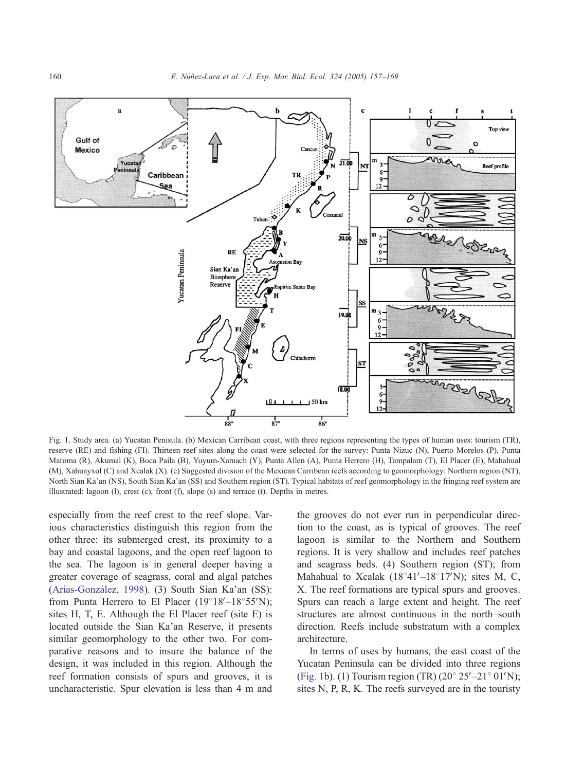Fig. 1. Study area. (a) Yucatan Penisula. (b) Mexican Carribean coast, with three regions representing the types of human uses: tourism (TR), reserve (RE) and fishing (FI). Thirteen reef sites along the coast were selected for the survey: Punta Nizuc (N), Puerto Morelos (P), Punta Maroma (R), Akumal (K), Boca Paila (B), Yuyum-Xamach (Y), Punta Allen (A), Punta Herrero (H), Tampalam (T), El Placer (E), Mahahual (M), Xahuayxol (C) and Xcalak (X). (c) Suggested division of the Mexican Carribean reefs according to geomorphology: Northern region (NT), North Sian Ka'an (NS), South Sian Ka'an (SS) and Southern region (ST). Typical habitats of reef geomorphology in the fringing reef system are illustrated: lagoon (l), crest (c), front (f), slope (s) and terrace (t). Depths in metres.

especially from the reef crest to the reef slope. Various characteristics distinguish this region from the other three: its submerged crest, its proximity to a bay and coastal lagoons, and the open reef lagoon to the sea. The lagoon is in general deeper having a greater coverage of seagrass, coral and algal patches (Arias-González, 1998). (3) South Sian Ka'an (SS): from Punta Herrero to El Placer (19°18′–18°55′N); sites H, T, E. Although the El Placer reef (site E) is located outside the Sian Ka'an Reserve, it presents similar geomorphology to the other two. For comparative reasons and to insure the balance of the design, it was included in this region. Although the reef formation consists of spurs and grooves, it is uncharacteristic. Spur elevation is less than 4 m and the grooves do not ever run in perpendicular direction to the coast, as is typical of grooves. The reef lagoon is similar to the Northern and Southern regions. It is very shallow and includes reef patches and seagrass beds. (4) Southern region (ST); from Mahahual to Xcalak (18°41′–18°17′N); sites M, C, X. The reef formations are typical spurs and grooves. Spurs can reach a large extent and height. The reef structures are almost continuous in the north–south direction. Reefs include substratum with a complex architecture.

In terms of uses by humans, the east coast of the Yucatan Peninsula can be divided into three regions (Fig. 1b). (1) Tourism region (TR) (20° 25′–21° 01′N); sites N, P, R, K. The reefs surveyed are in the touristy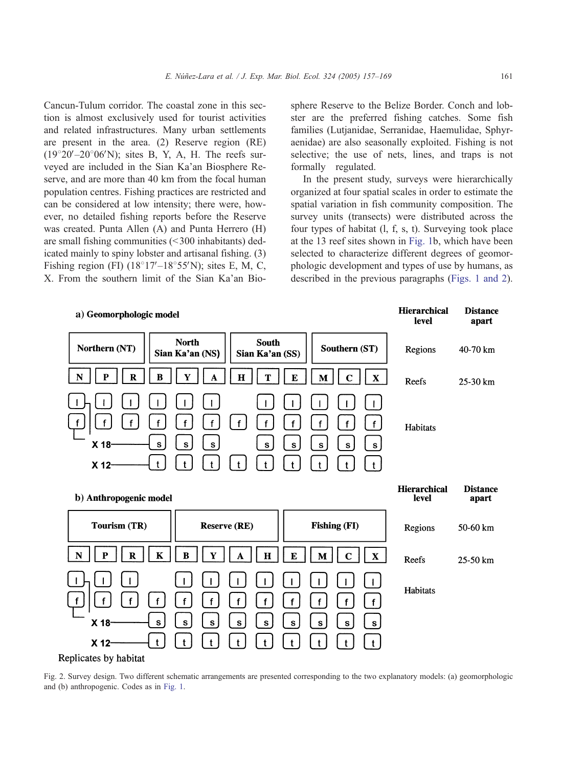Cancun-Tulum corridor. The coastal zone in this section is almost exclusively used for tourist activities and related infrastructures. Many urban settlements are present in the area. (2) Reserve region (RE) (19°20′–20°06′N); sites B, Y, A, H. The reefs surveyed are included in the Sian Ka'an Biosphere Reserve, and are more than 40 km from the focal human population centres. Fishing practices are restricted and can be considered at low intensity; there were, however, no detailed fishing reports before the Reserve was created. Punta Allen (A) and Punta Herrero (H) are small fishing communities (<300 inhabitants) dedicated mainly to spiny lobster and artisanal fishing. (3) Fishing region (FI) (18°17′–18°55′N); sites E, M, C, X. From the southern limit of the Sian Ka'an Biosphere Reserve to the Belize Border. Conch and lobster are the preferred fishing catches. Some fish families (Lutjanidae, Serranidae, Haemulidae, Sphyraenidae) are also seasonally exploited. Fishing is not selective; the use of nets, lines, and traps is not formally regulated.

In the present study, surveys were hierarchically organized at four spatial scales in order to estimate the spatial variation in fish community composition. The survey units (transects) were distributed across the four types of habitat (l, f, s, t). Surveying took place at the 13 reef sites shown in Fig. 1b, which have been selected to characterize different degrees of geomorphologic development and types of use by humans, as described in the previous paragraphs (Figs. 1 and 2).

**a) Geomorphologic model**

| Regions | Northern (NT) | | | North Sian Ka'an (NS) | | | South Sian Ka'an (SS) | | | Southern (ST) | | |
|---|---|---|---|---|---|---|---|---|---|---|---|---|
| Reefs | N | P | R | B | Y | A | H | T | E | M | C | X |
| l (X 18) | l | l | l | l | l | l | | l | l | l | l | l |
| f (X 18) | f | f | f | f | f | f | f | f | f | f | f | f |
| s (X 18) | | | | s | s | s | | s | s | s | s | s |
| t (X 12) | | | | t | t | t | t | t | t | t | t | t |

| Hierarchical level | Distance apart |
|---|---|
| Regions | 40-70 km |
| Reefs | 25-30 km |
| Habitats | |

**b) Anthropogenic model**

| Regions | Tourism (TR) | | | | Reserve (RE) | | | | Fishing (FI) | | | |
|---|---|---|---|---|---|---|---|---|---|---|---|---|
| Reefs | N | P | R | K | B | Y | A | H | E | M | C | X |
| l (X 18) | l | l | l | | l | l | l | l | l | l | l | l |
| f (X 18) | f | f | f | f | f | f | f | f | f | f | f | f |
| s (X 18) | | | | s | s | s | s | s | s | s | s | s |
| t (X 12) | | | | t | t | t | t | t | t | t | t | t |

| Hierarchical level | Distance apart |
|---|---|
| Regions | 50-60 km |
| Reefs | 25-50 km |
| Habitats | |

Replicates by habitat

Fig. 2. Survey design. Two different schematic arrangements are presented corresponding to the two explanatory models: (a) geomorphologic and (b) anthropogenic. Codes as in Fig. 1.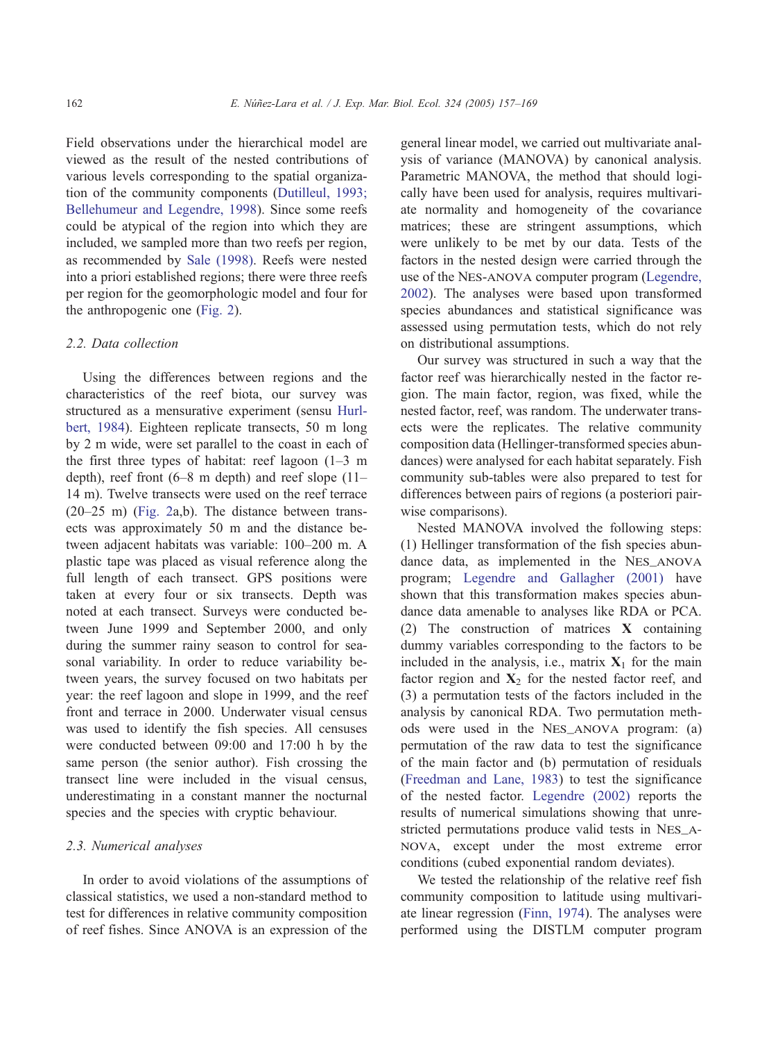Field observations under the hierarchical model are viewed as the result of the nested contributions of various levels corresponding to the spatial organization of the community components (Dutilleul, 1993; Bellehumeur and Legendre, 1998). Since some reefs could be atypical of the region into which they are included, we sampled more than two reefs per region, as recommended by Sale (1998). Reefs were nested into a priori established regions; there were three reefs per region for the geomorphologic model and four for the anthropogenic one (Fig. 2).

### 2.2. Data collection

Using the differences between regions and the characteristics of the reef biota, our survey was structured as a mensurative experiment (sensu Hurlbert, 1984). Eighteen replicate transects, 50 m long by 2 m wide, were set parallel to the coast in each of the first three types of habitat: reef lagoon (1–3 m depth), reef front (6–8 m depth) and reef slope (11–14 m). Twelve transects were used on the reef terrace (20–25 m) (Fig. 2a,b). The distance between transects was approximately 50 m and the distance between adjacent habitats was variable: 100–200 m. A plastic tape was placed as visual reference along the full length of each transect. GPS positions were taken at every four or six transects. Depth was noted at each transect. Surveys were conducted between June 1999 and September 2000, and only during the summer rainy season to control for seasonal variability. In order to reduce variability between years, the survey focused on two habitats per year: the reef lagoon and slope in 1999, and the reef front and terrace in 2000. Underwater visual census was used to identify the fish species. All censuses were conducted between 09:00 and 17:00 h by the same person (the senior author). Fish crossing the transect line were included in the visual census, underestimating in a constant manner the nocturnal species and the species with cryptic behaviour.

### 2.3. Numerical analyses

In order to avoid violations of the assumptions of classical statistics, we used a non-standard method to test for differences in relative community composition of reef fishes. Since ANOVA is an expression of the general linear model, we carried out multivariate analysis of variance (MANOVA) by canonical analysis. Parametric MANOVA, the method that should logically have been used for analysis, requires multivariate normality and homogeneity of the covariance matrices; these are stringent assumptions, which were unlikely to be met by our data. Tests of the factors in the nested design were carried through the use of the NES-ANOVA computer program (Legendre, 2002). The analyses were based upon transformed species abundances and statistical significance was assessed using permutation tests, which do not rely on distributional assumptions.

Our survey was structured in such a way that the factor reef was hierarchically nested in the factor region. The main factor, region, was fixed, while the nested factor, reef, was random. The underwater transects were the replicates. The relative community composition data (Hellinger-transformed species abundances) were analysed for each habitat separately. Fish community sub-tables were also prepared to test for differences between pairs of regions (a posteriori pairwise comparisons).

Nested MANOVA involved the following steps: (1) Hellinger transformation of the fish species abundance data, as implemented in the NES_ANOVA program; Legendre and Gallagher (2001) have shown that this transformation makes species abundance data amenable to analyses like RDA or PCA. (2) The construction of matrices **X** containing dummy variables corresponding to the factors to be included in the analysis, i.e., matrix $\mathbf{X}_1$ for the main factor region and $\mathbf{X}_2$ for the nested factor reef, and (3) a permutation tests of the factors included in the analysis by canonical RDA. Two permutation methods were used in the NES_ANOVA program: (a) permutation of the raw data to test the significance of the main factor and (b) permutation of residuals (Freedman and Lane, 1983) to test the significance of the nested factor. Legendre (2002) reports the results of numerical simulations showing that unrestricted permutations produce valid tests in NES_ANOVA, except under the most extreme error conditions (cubed exponential random deviates).

We tested the relationship of the relative reef fish community composition to latitude using multivariate linear regression (Finn, 1974). The analyses were performed using the DISTLM computer program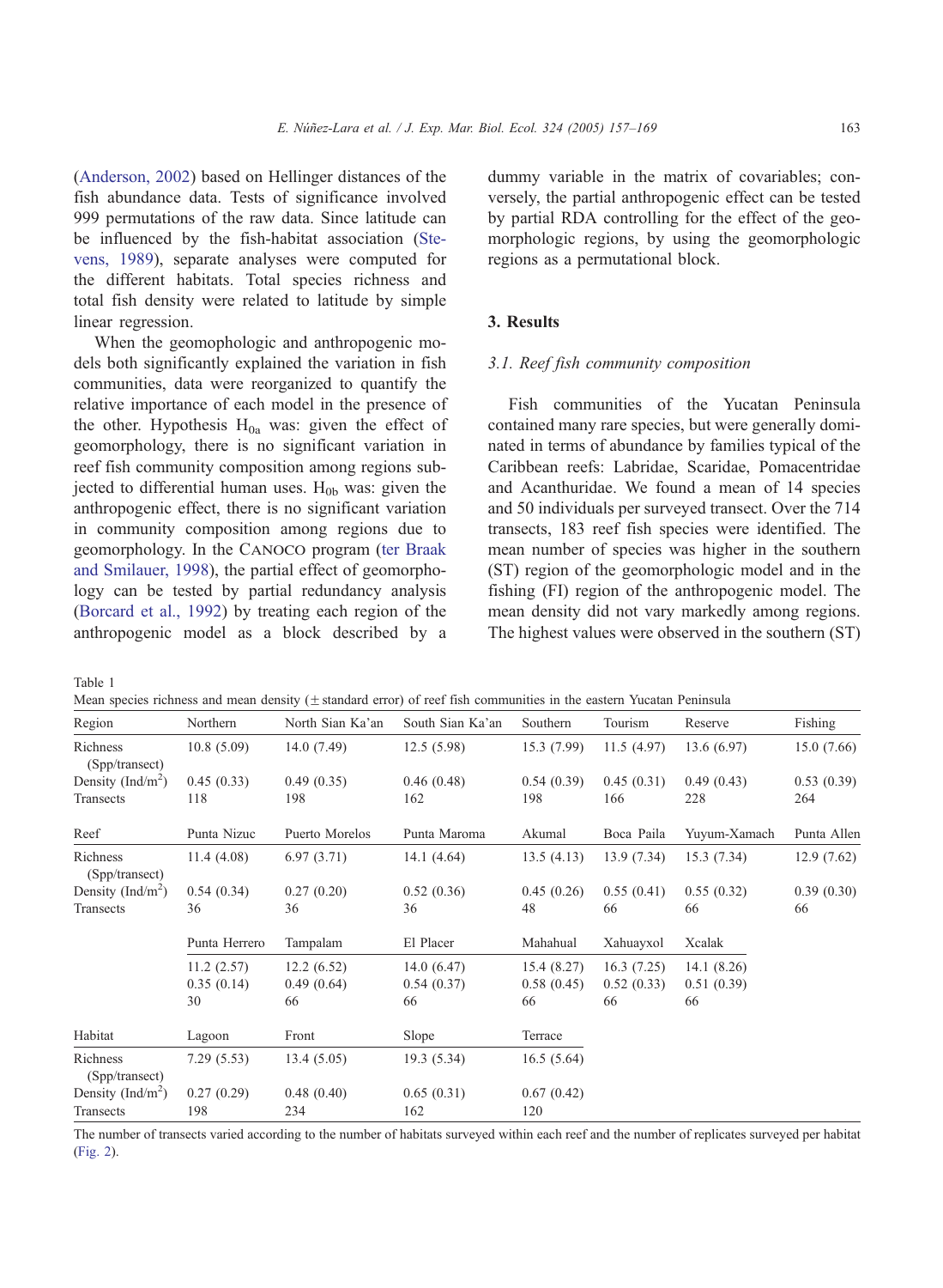(Anderson, 2002) based on Hellinger distances of the fish abundance data. Tests of significance involved 999 permutations of the raw data. Since latitude can be influenced by the fish-habitat association (Stevens, 1989), separate analyses were computed for the different habitats. Total species richness and total fish density were related to latitude by simple linear regression.

When the geomophologic and anthropogenic models both significantly explained the variation in fish communities, data were reorganized to quantify the relative importance of each model in the presence of the other. Hypothesis $H_{0a}$ was: given the effect of geomorphology, there is no significant variation in reef fish community composition among regions subjected to differential human uses. $H_{0b}$ was: given the anthropogenic effect, there is no significant variation in community composition among regions due to geomorphology. In the CANOCO program (ter Braak and Smilauer, 1998), the partial effect of geomorphology can be tested by partial redundancy analysis (Borcard et al., 1992) by treating each region of the anthropogenic model as a block described by a dummy variable in the matrix of covariables; conversely, the partial anthropogenic effect can be tested by partial RDA controlling for the effect of the geomorphologic regions, by using the geomorphologic regions as a permutational block.

## 3. Results

### 3.1. Reef fish community composition

Fish communities of the Yucatan Peninsula contained many rare species, but were generally dominated in terms of abundance by families typical of the Caribbean reefs: Labridae, Scaridae, Pomacentridae and Acanthuridae. We found a mean of 14 species and 50 individuals per surveyed transect. Over the 714 transects, 183 reef fish species were identified. The mean number of species was higher in the southern (ST) region of the geomorphologic model and in the fishing (FI) region of the anthropogenic model. The mean density did not vary markedly among regions. The highest values were observed in the southern (ST)

Table 1

Mean species richness and mean density (± standard error) of reef fish communities in the eastern Yucatan Peninsula

| Region | Northern | North Sian Ka'an | South Sian Ka'an | Southern | Tourism | Reserve | Fishing |
|---|---|---|---|---|---|---|---|
| Richness (Spp/transect) | 10.8 (5.09) | 14.0 (7.49) | 12.5 (5.98) | 15.3 (7.99) | 11.5 (4.97) | 13.6 (6.97) | 15.0 (7.66) |
| Density (Ind/m$^2$) | 0.45 (0.33) | 0.49 (0.35) | 0.46 (0.48) | 0.54 (0.39) | 0.45 (0.31) | 0.49 (0.43) | 0.53 (0.39) |
| Transects | 118 | 198 | 162 | 198 | 166 | 228 | 264 |
| **Reef** | **Punta Nizuc** | **Puerto Morelos** | **Punta Maroma** | **Akumal** | **Boca Paila** | **Yuyum-Xamach** | **Punta Allen** |
| Richness (Spp/transect) | 11.4 (4.08) | 6.97 (3.71) | 14.1 (4.64) | 13.5 (4.13) | 13.9 (7.34) | 15.3 (7.34) | 12.9 (7.62) |
| Density (Ind/m$^2$) | 0.54 (0.34) | 0.27 (0.20) | 0.52 (0.36) | 0.45 (0.26) | 0.55 (0.41) | 0.55 (0.32) | 0.39 (0.30) |
| Transects | 36 | 36 | 36 | 48 | 66 | 66 | 66 |
| | **Punta Herrero** | **Tampalam** | **El Placer** | **Mahahual** | **Xahuayxol** | **Xcalak** | |
| Richness (Spp/transect) | 11.2 (2.57) | 12.2 (6.52) | 14.0 (6.47) | 15.4 (8.27) | 16.3 (7.25) | 14.1 (8.26) | |
| Density (Ind/m$^2$) | 0.35 (0.14) | 0.49 (0.64) | 0.54 (0.37) | 0.58 (0.45) | 0.52 (0.33) | 0.51 (0.39) | |
| Transects | 30 | 66 | 66 | 66 | 66 | 66 | |
| **Habitat** | **Lagoon** | **Front** | **Slope** | **Terrace** | | | |
| Richness (Spp/transect) | 7.29 (5.53) | 13.4 (5.05) | 19.3 (5.34) | 16.5 (5.64) | | | |
| Density (Ind/m$^2$) | 0.27 (0.29) | 0.48 (0.40) | 0.65 (0.31) | 0.67 (0.42) | | | |
| Transects | 198 | 234 | 162 | 120 | | | |

The number of transects varied according to the number of habitats surveyed within each reef and the number of replicates surveyed per habitat (Fig. 2).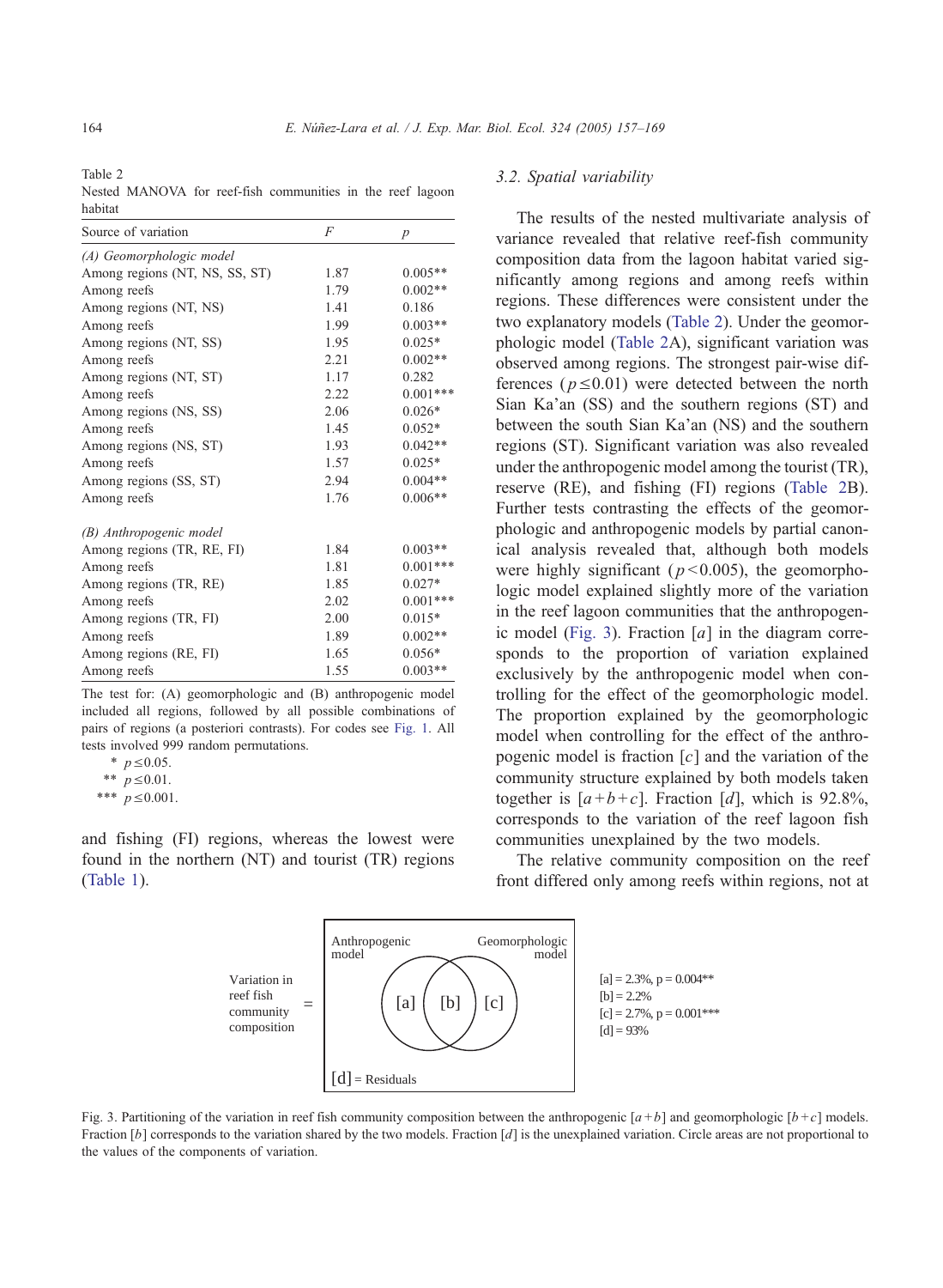Table 2
Nested MANOVA for reef-fish communities in the reef lagoon habitat

| Source of variation | $F$ | $p$ |
|---|---|---|
| *(A) Geomorphologic model* | | |
| Among regions (NT, NS, SS, ST) | 1.87 | 0.005** |
| Among reefs | 1.79 | 0.002** |
| Among regions (NT, NS) | 1.41 | 0.186 |
| Among reefs | 1.99 | 0.003** |
| Among regions (NT, SS) | 1.95 | 0.025* |
| Among reefs | 2.21 | 0.002** |
| Among regions (NT, ST) | 1.17 | 0.282 |
| Among reefs | 2.22 | 0.001*** |
| Among regions (NS, SS) | 2.06 | 0.026* |
| Among reefs | 1.45 | 0.052* |
| Among regions (NS, ST) | 1.93 | 0.042** |
| Among reefs | 1.57 | 0.025* |
| Among regions (SS, ST) | 2.94 | 0.004** |
| Among reefs | 1.76 | 0.006** |
| *(B) Anthropogenic model* | | |
| Among regions (TR, RE, FI) | 1.84 | 0.003** |
| Among reefs | 1.81 | 0.001*** |
| Among regions (TR, RE) | 1.85 | 0.027* |
| Among reefs | 2.02 | 0.001*** |
| Among regions (TR, FI) | 2.00 | 0.015* |
| Among reefs | 1.89 | 0.002** |
| Among regions (RE, FI) | 1.65 | 0.056* |
| Among reefs | 1.55 | 0.003** |

The test for: (A) geomorphologic and (B) anthropogenic model included all regions, followed by all possible combinations of pairs of regions (a posteriori contrasts). For codes see Fig. 1. All tests involved 999 random permutations.

\* $p \leq 0.05$.

\*\* $p \leq 0.01$.

\*\*\* $p \leq 0.001$.

and fishing (FI) regions, whereas the lowest were found in the northern (NT) and tourist (TR) regions (Table 1).

### 3.2. Spatial variability

The results of the nested multivariate analysis of variance revealed that relative reef-fish community composition data from the lagoon habitat varied significantly among regions and among reefs within regions. These differences were consistent under the two explanatory models (Table 2). Under the geomorphologic model (Table 2A), significant variation was observed among regions. The strongest pair-wise differences ($p \leq 0.01$) were detected between the north Sian Ka'an (SS) and the southern regions (ST) and between the south Sian Ka'an (NS) and the southern regions (ST). Significant variation was also revealed under the anthropogenic model among the tourist (TR), reserve (RE), and fishing (FI) regions (Table 2B). Further tests contrasting the effects of the geomorphologic and anthropogenic models by partial canonical analysis revealed that, although both models were highly significant ($p < 0.005$), the geomorphologic model explained slightly more of the variation in the reef lagoon communities that the anthropogenic model (Fig. 3). Fraction [$a$] in the diagram corresponds to the proportion of variation explained exclusively by the anthropogenic model when controlling for the effect of the geomorphologic model. The proportion explained by the geomorphologic model when controlling for the effect of the anthropogenic model is fraction [$c$] and the variation of the community structure explained by both models taken together is [$a+b+c$]. Fraction [$d$], which is 92.8%, corresponds to the variation of the reef lagoon fish communities unexplained by the two models.

The relative community composition on the reef front differed only among reefs within regions, not at

Variation in reef fish community composition = Anthropogenic model [a] [b] [c] Geomorphologic model; [d] = Residuals

[a] = 2.3%, p = 0.004**
[b] = 2.2%
[c] = 2.7%, p = 0.001***
[d] = 93%

Fig. 3. Partitioning of the variation in reef fish community composition between the anthropogenic [$a+b$] and geomorphologic [$b+c$] models. Fraction [$b$] corresponds to the variation shared by the two models. Fraction [$d$] is the unexplained variation. Circle areas are not proportional to the values of the components of variation.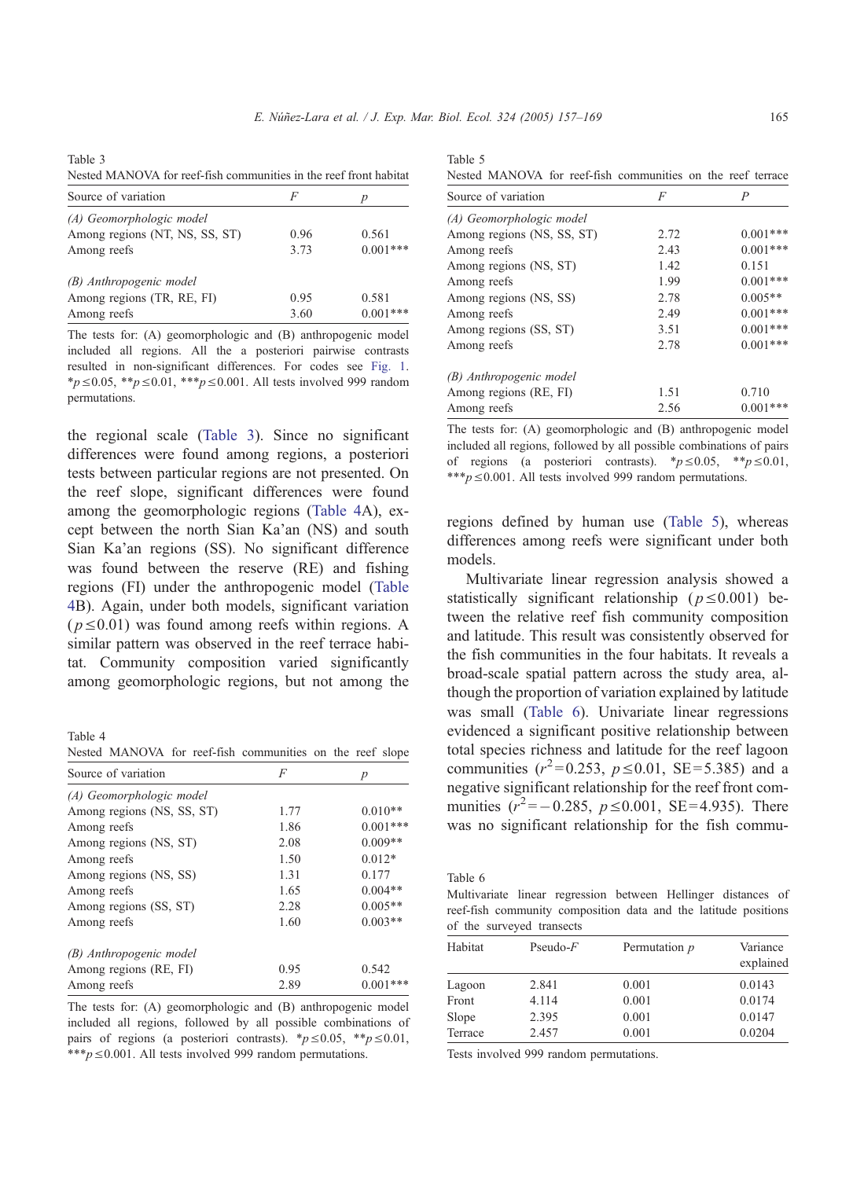Table 3
Nested MANOVA for reef-fish communities in the reef front habitat

| Source of variation | $F$ | $p$ |
|---|---|---|
| *(A) Geomorphologic model* | | |
| Among regions (NT, NS, SS, ST) | 0.96 | 0.561 |
| Among reefs | 3.73 | 0.001*** |
| *(B) Anthropogenic model* | | |
| Among regions (TR, RE, FI) | 0.95 | 0.581 |
| Among reefs | 3.60 | 0.001*** |

The tests for: (A) geomorphologic and (B) anthropogenic model included all regions. All the a posteriori pairwise contrasts resulted in non-significant differences. For codes see Fig. 1. $*p \leq 0.05$, $**p \leq 0.01$, $***p \leq 0.001$. All tests involved 999 random permutations.

the regional scale (Table 3). Since no significant differences were found among regions, a posteriori tests between particular regions are not presented. On the reef slope, significant differences were found among the geomorphologic regions (Table 4A), except between the north Sian Ka'an (NS) and south Sian Ka'an regions (SS). No significant difference was found between the reserve (RE) and fishing regions (FI) under the anthropogenic model (Table 4B). Again, under both models, significant variation ($p \leq 0.01$) was found among reefs within regions. A similar pattern was observed in the reef terrace habitat. Community composition varied significantly among geomorphologic regions, but not among the regions defined by human use (Table 5), whereas differences among reefs were significant under both models.

Table 4
Nested MANOVA for reef-fish communities on the reef slope

| Source of variation | $F$ | $p$ |
|---|---|---|
| *(A) Geomorphologic model* | | |
| Among regions (NS, SS, ST) | 1.77 | 0.010** |
| Among reefs | 1.86 | 0.001*** |
| Among regions (NS, ST) | 2.08 | 0.009** |
| Among reefs | 1.50 | 0.012* |
| Among regions (NS, SS) | 1.31 | 0.177 |
| Among reefs | 1.65 | 0.004** |
| Among regions (SS, ST) | 2.28 | 0.005** |
| Among reefs | 1.60 | 0.003** |
| *(B) Anthropogenic model* | | |
| Among regions (RE, FI) | 0.95 | 0.542 |
| Among reefs | 2.89 | 0.001*** |

The tests for: (A) geomorphologic and (B) anthropogenic model included all regions, followed by all possible combinations of pairs of regions (a posteriori contrasts). $*p \leq 0.05$, $**p \leq 0.01$, $***p \leq 0.001$. All tests involved 999 random permutations.

Table 5
Nested MANOVA for reef-fish communities on the reef terrace

| Source of variation | $F$ | $P$ |
|---|---|---|
| *(A) Geomorphologic model* | | |
| Among regions (NS, SS, ST) | 2.72 | 0.001*** |
| Among reefs | 2.43 | 0.001*** |
| Among regions (NS, ST) | 1.42 | 0.151 |
| Among reefs | 1.99 | 0.001*** |
| Among regions (NS, SS) | 2.78 | 0.005** |
| Among reefs | 2.49 | 0.001*** |
| Among regions (SS, ST) | 3.51 | 0.001*** |
| Among reefs | 2.78 | 0.001*** |
| *(B) Anthropogenic model* | | |
| Among regions (RE, FI) | 1.51 | 0.710 |
| Among reefs | 2.56 | 0.001*** |

The tests for: (A) geomorphologic and (B) anthropogenic model included all regions, followed by all possible combinations of pairs of regions (a posteriori contrasts). $*p \leq 0.05$, $**p \leq 0.01$, $***p \leq 0.001$. All tests involved 999 random permutations.

Multivariate linear regression analysis showed a statistically significant relationship ($p \leq 0.001$) between the relative reef fish community composition and latitude. This result was consistently observed for the fish communities in the four habitats. It reveals a broad-scale spatial pattern across the study area, although the proportion of variation explained by latitude was small (Table 6). Univariate linear regressions evidenced a significant positive relationship between total species richness and latitude for the reef lagoon communities ($r^2 = 0.253$, $p \leq 0.01$, SE $= 5.385$) and a negative significant relationship for the reef front communities ($r^2 = -0.285$, $p \leq 0.001$, SE $= 4.935$). There was no significant relationship for the fish commu-

Table 6
Multivariate linear regression between Hellinger distances of reef-fish community composition data and the latitude positions of the surveyed transects

| Habitat | Pseudo-$F$ | Permutation $p$ | Variance explained |
|---|---|---|---|
| Lagoon | 2.841 | 0.001 | 0.0143 |
| Front | 4.114 | 0.001 | 0.0174 |
| Slope | 2.395 | 0.001 | 0.0147 |
| Terrace | 2.457 | 0.001 | 0.0204 |

Tests involved 999 random permutations.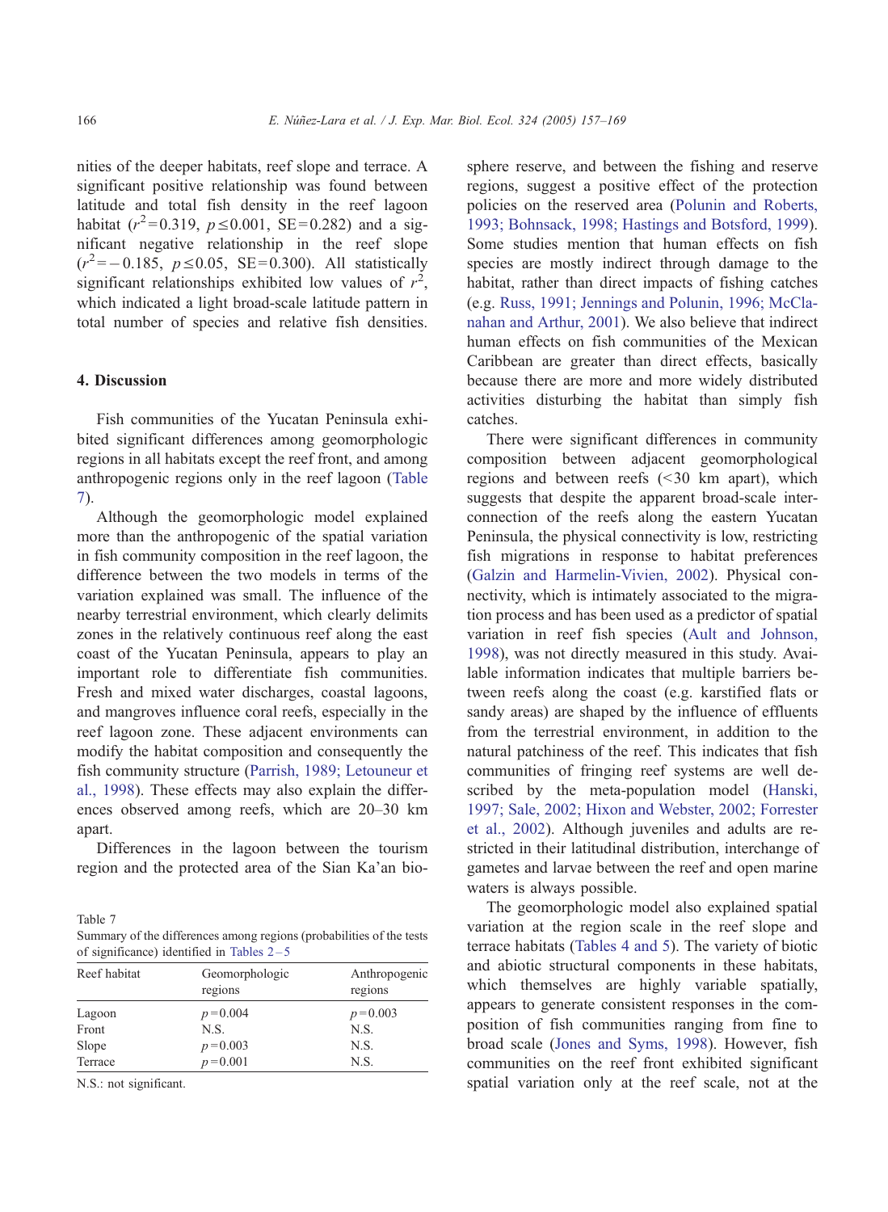nities of the deeper habitats, reef slope and terrace. A significant positive relationship was found between latitude and total fish density in the reef lagoon habitat ($r^2 = 0.319$, $p \leq 0.001$, SE = 0.282) and a significant negative relationship in the reef slope ($r^2 = -0.185$, $p \leq 0.05$, SE = 0.300). All statistically significant relationships exhibited low values of $r^2$, which indicated a light broad-scale latitude pattern in total number of species and relative fish densities.

## 4. Discussion

Fish communities of the Yucatan Peninsula exhibited significant differences among geomorphologic regions in all habitats except the reef front, and among anthropogenic regions only in the reef lagoon (Table 7).

Although the geomorphologic model explained more than the anthropogenic of the spatial variation in fish community composition in the reef lagoon, the difference between the two models in terms of the variation explained was small. The influence of the nearby terrestrial environment, which clearly delimits zones in the relatively continuous reef along the east coast of the Yucatan Peninsula, appears to play an important role to differentiate fish communities. Fresh and mixed water discharges, coastal lagoons, and mangroves influence coral reefs, especially in the reef lagoon zone. These adjacent environments can modify the habitat composition and consequently the fish community structure (Parrish, 1989; Letouneur et al., 1998). These effects may also explain the differences observed among reefs, which are 20–30 km apart.

Differences in the lagoon between the tourism region and the protected area of the Sian Ka'an biosphere reserve, and between the fishing and reserve regions, suggest a positive effect of the protection policies on the reserved area (Polunin and Roberts, 1993; Bohnsack, 1998; Hastings and Botsford, 1999). Some studies mention that human effects on fish species are mostly indirect through damage to the habitat, rather than direct impacts of fishing catches (e.g. Russ, 1991; Jennings and Polunin, 1996; McClanahan and Arthur, 2001). We also believe that indirect human effects on fish communities of the Mexican Caribbean are greater than direct effects, basically because there are more and more widely distributed activities disturbing the habitat than simply fish catches.

There were significant differences in community composition between adjacent geomorphological regions and between reefs (<30 km apart), which suggests that despite the apparent broad-scale interconnection of the reefs along the eastern Yucatan Peninsula, the physical connectivity is low, restricting fish migrations in response to habitat preferences (Galzin and Harmelin-Vivien, 2002). Physical connectivity, which is intimately associated to the migration process and has been used as a predictor of spatial variation in reef fish species (Ault and Johnson, 1998), was not directly measured in this study. Available information indicates that multiple barriers between reefs along the coast (e.g. karstified flats or sandy areas) are shaped by the influence of effluents from the terrestrial environment, in addition to the natural patchiness of the reef. This indicates that fish communities of fringing reef systems are well described by the meta-population model (Hanski, 1997; Sale, 2002; Hixon and Webster, 2002; Forrester et al., 2002). Although juveniles and adults are restricted in their latitudinal distribution, interchange of gametes and larvae between the reef and open marine waters is always possible.

The geomorphologic model also explained spatial variation at the region scale in the reef slope and terrace habitats (Tables 4 and 5). The variety of biotic and abiotic structural components in these habitats, which themselves are highly variable spatially, appears to generate consistent responses in the composition of fish communities ranging from fine to broad scale (Jones and Syms, 1998). However, fish communities on the reef front exhibited significant spatial variation only at the reef scale, not at the

Table 7
Summary of the differences among regions (probabilities of the tests of significance) identified in Tables 2–5

| Reef habitat | Geomorphologic regions | Anthropogenic regions |
|---|---|---|
| Lagoon | $p = 0.004$ | $p = 0.003$ |
| Front | N.S. | N.S. |
| Slope | $p = 0.003$ | N.S. |
| Terrace | $p = 0.001$ | N.S. |

N.S.: not significant.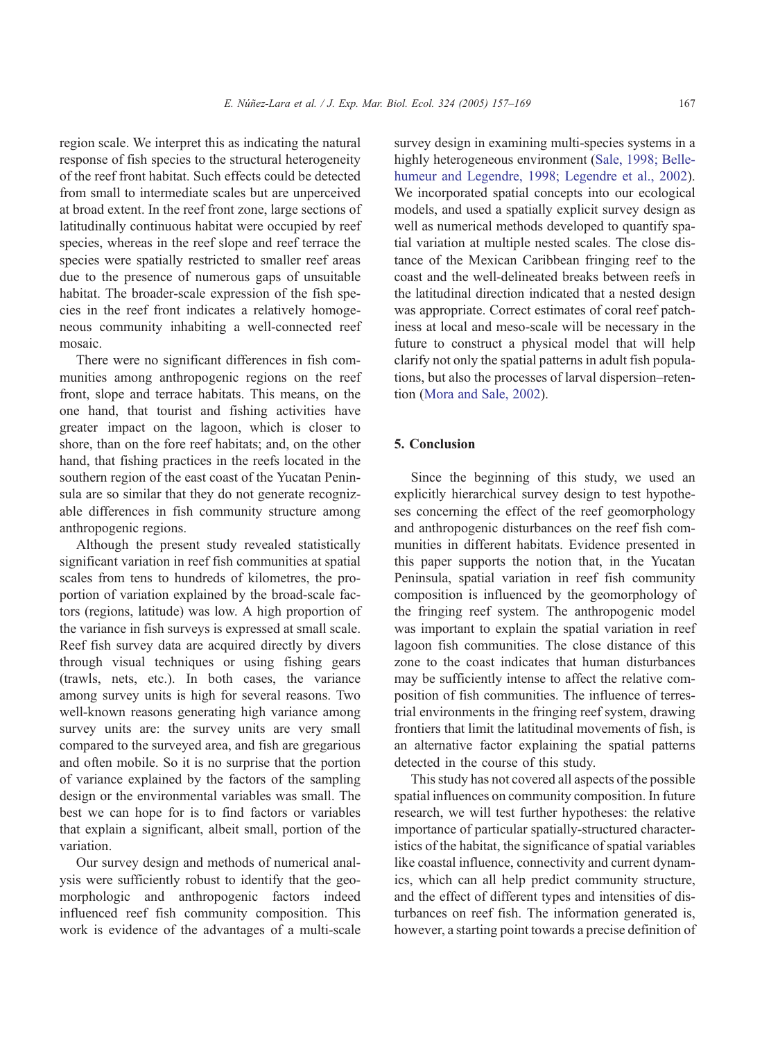region scale. We interpret this as indicating the natural response of fish species to the structural heterogeneity of the reef front habitat. Such effects could be detected from small to intermediate scales but are unperceived at broad extent. In the reef front zone, large sections of latitudinally continuous habitat were occupied by reef species, whereas in the reef slope and reef terrace the species were spatially restricted to smaller reef areas due to the presence of numerous gaps of unsuitable habitat. The broader-scale expression of the fish species in the reef front indicates a relatively homogeneous community inhabiting a well-connected reef mosaic.

There were no significant differences in fish communities among anthropogenic regions on the reef front, slope and terrace habitats. This means, on the one hand, that tourist and fishing activities have greater impact on the lagoon, which is closer to shore, than on the fore reef habitats; and, on the other hand, that fishing practices in the reefs located in the southern region of the east coast of the Yucatan Peninsula are so similar that they do not generate recognizable differences in fish community structure among anthropogenic regions.

Although the present study revealed statistically significant variation in reef fish communities at spatial scales from tens to hundreds of kilometres, the proportion of variation explained by the broad-scale factors (regions, latitude) was low. A high proportion of the variance in fish surveys is expressed at small scale. Reef fish survey data are acquired directly by divers through visual techniques or using fishing gears (trawls, nets, etc.). In both cases, the variance among survey units is high for several reasons. Two well-known reasons generating high variance among survey units are: the survey units are very small compared to the surveyed area, and fish are gregarious and often mobile. So it is no surprise that the portion of variance explained by the factors of the sampling design or the environmental variables was small. The best we can hope for is to find factors or variables that explain a significant, albeit small, portion of the variation.

Our survey design and methods of numerical analysis were sufficiently robust to identify that the geomorphologic and anthropogenic factors indeed influenced reef fish community composition. This work is evidence of the advantages of a multi-scale survey design in examining multi-species systems in a highly heterogeneous environment (Sale, 1998; Bellehumeur and Legendre, 1998; Legendre et al., 2002). We incorporated spatial concepts into our ecological models, and used a spatially explicit survey design as well as numerical methods developed to quantify spatial variation at multiple nested scales. The close distance of the Mexican Caribbean fringing reef to the coast and the well-delineated breaks between reefs in the latitudinal direction indicated that a nested design was appropriate. Correct estimates of coral reef patchiness at local and meso-scale will be necessary in the future to construct a physical model that will help clarify not only the spatial patterns in adult fish populations, but also the processes of larval dispersion–retention (Mora and Sale, 2002).

## 5. Conclusion

Since the beginning of this study, we used an explicitly hierarchical survey design to test hypotheses concerning the effect of the reef geomorphology and anthropogenic disturbances on the reef fish communities in different habitats. Evidence presented in this paper supports the notion that, in the Yucatan Peninsula, spatial variation in reef fish community composition is influenced by the geomorphology of the fringing reef system. The anthropogenic model was important to explain the spatial variation in reef lagoon fish communities. The close distance of this zone to the coast indicates that human disturbances may be sufficiently intense to affect the relative composition of fish communities. The influence of terrestrial environments in the fringing reef system, drawing frontiers that limit the latitudinal movements of fish, is an alternative factor explaining the spatial patterns detected in the course of this study.

This study has not covered all aspects of the possible spatial influences on community composition. In future research, we will test further hypotheses: the relative importance of particular spatially-structured characteristics of the habitat, the significance of spatial variables like coastal influence, connectivity and current dynamics, which can all help predict community structure, and the effect of different types and intensities of disturbances on reef fish. The information generated is, however, a starting point towards a precise definition of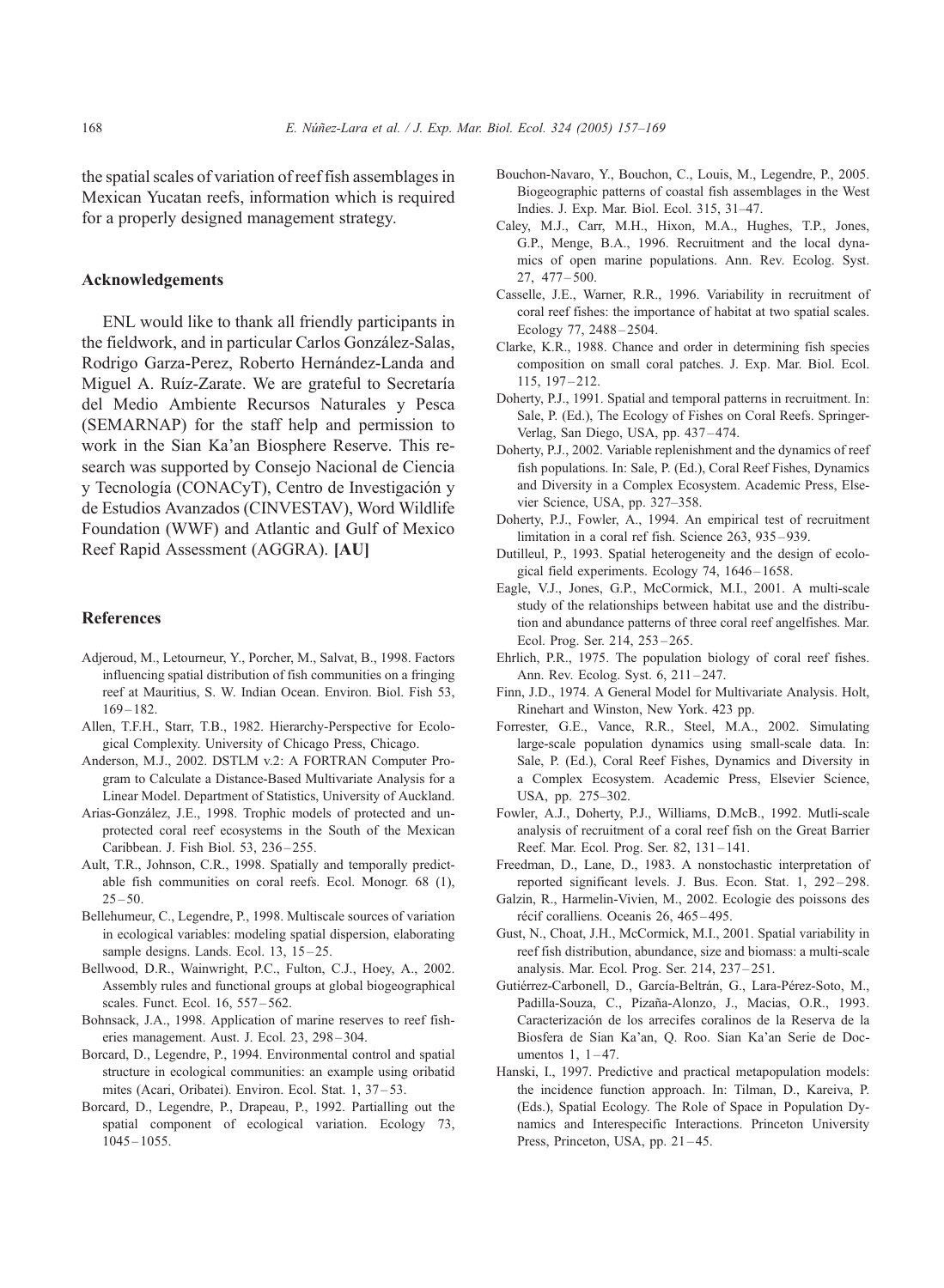the spatial scales of variation of reef fish assemblages in Mexican Yucatan reefs, information which is required for a properly designed management strategy.

## Acknowledgements

ENL would like to thank all friendly participants in the fieldwork, and in particular Carlos González-Salas, Rodrigo Garza-Perez, Roberto Hernández-Landa and Miguel A. Ruíz-Zarate. We are grateful to Secretaría del Medio Ambiente Recursos Naturales y Pesca (SEMARNAP) for the staff help and permission to work in the Sian Ka'an Biosphere Reserve. This research was supported by Consejo Nacional de Ciencia y Tecnología (CONACyT), Centro de Investigación y de Estudios Avanzados (CINVESTAV), Word Wildlife Foundation (WWF) and Atlantic and Gulf of Mexico Reef Rapid Assessment (AGGRA). **[AU]**

## References

Adjeroud, M., Letourneur, Y., Porcher, M., Salvat, B., 1998. Factors influencing spatial distribution of fish communities on a fringing reef at Mauritius, S. W. Indian Ocean. Environ. Biol. Fish 53, 169–182.

Allen, T.F.H., Starr, T.B., 1982. Hierarchy-Perspective for Ecological Complexity. University of Chicago Press, Chicago.

Anderson, M.J., 2002. DSTLM v.2: A FORTRAN Computer Program to Calculate a Distance-Based Multivariate Analysis for a Linear Model. Department of Statistics, University of Auckland.

Arias-González, J.E., 1998. Trophic models of protected and unprotected coral reef ecosystems in the South of the Mexican Caribbean. J. Fish Biol. 53, 236–255.

Ault, T.R., Johnson, C.R., 1998. Spatially and temporally predictable fish communities on coral reefs. Ecol. Monogr. 68 (1), 25–50.

Bellehumeur, C., Legendre, P., 1998. Multiscale sources of variation in ecological variables: modeling spatial dispersion, elaborating sample designs. Lands. Ecol. 13, 15–25.

Bellwood, D.R., Wainwright, P.C., Fulton, C.J., Hoey, A., 2002. Assembly rules and functional groups at global biogeographical scales. Funct. Ecol. 16, 557–562.

Bohnsack, J.A., 1998. Application of marine reserves to reef fisheries management. Aust. J. Ecol. 23, 298–304.

Borcard, D., Legendre, P., 1994. Environmental control and spatial structure in ecological communities: an example using oribatid mites (Acari, Oribatei). Environ. Ecol. Stat. 1, 37–53.

Borcard, D., Legendre, P., Drapeau, P., 1992. Partialling out the spatial component of ecological variation. Ecology 73, 1045–1055.

Bouchon-Navaro, Y., Bouchon, C., Louis, M., Legendre, P., 2005. Biogeographic patterns of coastal fish assemblages in the West Indies. J. Exp. Mar. Biol. Ecol. 315, 31–47.

Caley, M.J., Carr, M.H., Hixon, M.A., Hughes, T.P., Jones, G.P., Menge, B.A., 1996. Recruitment and the local dynamics of open marine populations. Ann. Rev. Ecolog. Syst. 27, 477–500.

Casselle, J.E., Warner, R.R., 1996. Variability in recruitment of coral reef fishes: the importance of habitat at two spatial scales. Ecology 77, 2488–2504.

Clarke, K.R., 1988. Chance and order in determining fish species composition on small coral patches. J. Exp. Mar. Biol. Ecol. 115, 197–212.

Doherty, P.J., 1991. Spatial and temporal patterns in recruitment. In: Sale, P. (Ed.), The Ecology of Fishes on Coral Reefs. Springer-Verlag, San Diego, USA, pp. 437–474.

Doherty, P.J., 2002. Variable replenishment and the dynamics of reef fish populations. In: Sale, P. (Ed.), Coral Reef Fishes, Dynamics and Diversity in a Complex Ecosystem. Academic Press, Elsevier Science, USA, pp. 327–358.

Doherty, P.J., Fowler, A., 1994. An empirical test of recruitment limitation in a coral ref fish. Science 263, 935–939.

Dutilleul, P., 1993. Spatial heterogeneity and the design of ecological field experiments. Ecology 74, 1646–1658.

Eagle, V.J., Jones, G.P., McCormick, M.I., 2001. A multi-scale study of the relationships between habitat use and the distribution and abundance patterns of three coral reef angelfishes. Mar. Ecol. Prog. Ser. 214, 253–265.

Ehrlich, P.R., 1975. The population biology of coral reef fishes. Ann. Rev. Ecolog. Syst. 6, 211–247.

Finn, J.D., 1974. A General Model for Multivariate Analysis. Holt, Rinehart and Winston, New York. 423 pp.

Forrester, G.E., Vance, R.R., Steel, M.A., 2002. Simulating large-scale population dynamics using small-scale data. In: Sale, P. (Ed.), Coral Reef Fishes, Dynamics and Diversity in a Complex Ecosystem. Academic Press, Elsevier Science, USA, pp. 275–302.

Fowler, A.J., Doherty, P.J., Williams, D.McB., 1992. Mutli-scale analysis of recruitment of a coral reef fish on the Great Barrier Reef. Mar. Ecol. Prog. Ser. 82, 131–141.

Freedman, D., Lane, D., 1983. A nonstochastic interpretation of reported significant levels. J. Bus. Econ. Stat. 1, 292–298.

Galzin, R., Harmelin-Vivien, M., 2002. Ecologie des poissons des récif coralliens. Oceanis 26, 465–495.

Gust, N., Choat, J.H., McCormick, M.I., 2001. Spatial variability in reef fish distribution, abundance, size and biomass: a multi-scale analysis. Mar. Ecol. Prog. Ser. 214, 237–251.

Gutiérrez-Carbonell, D., García-Beltrán, G., Lara-Pérez-Soto, M., Padilla-Souza, C., Pizaña-Alonzo, J., Macias, O.R., 1993. Caracterización de los arrecifes coralinos de la Reserva de la Biosfera de Sian Ka'an, Q. Roo. Sian Ka'an Serie de Documentos 1, 1–47.

Hanski, I., 1997. Predictive and practical metapopulation models: the incidence function approach. In: Tilman, D., Kareiva, P. (Eds.), Spatial Ecology. The Role of Space in Population Dynamics and Interespecific Interactions. Princeton University Press, Princeton, USA, pp. 21–45.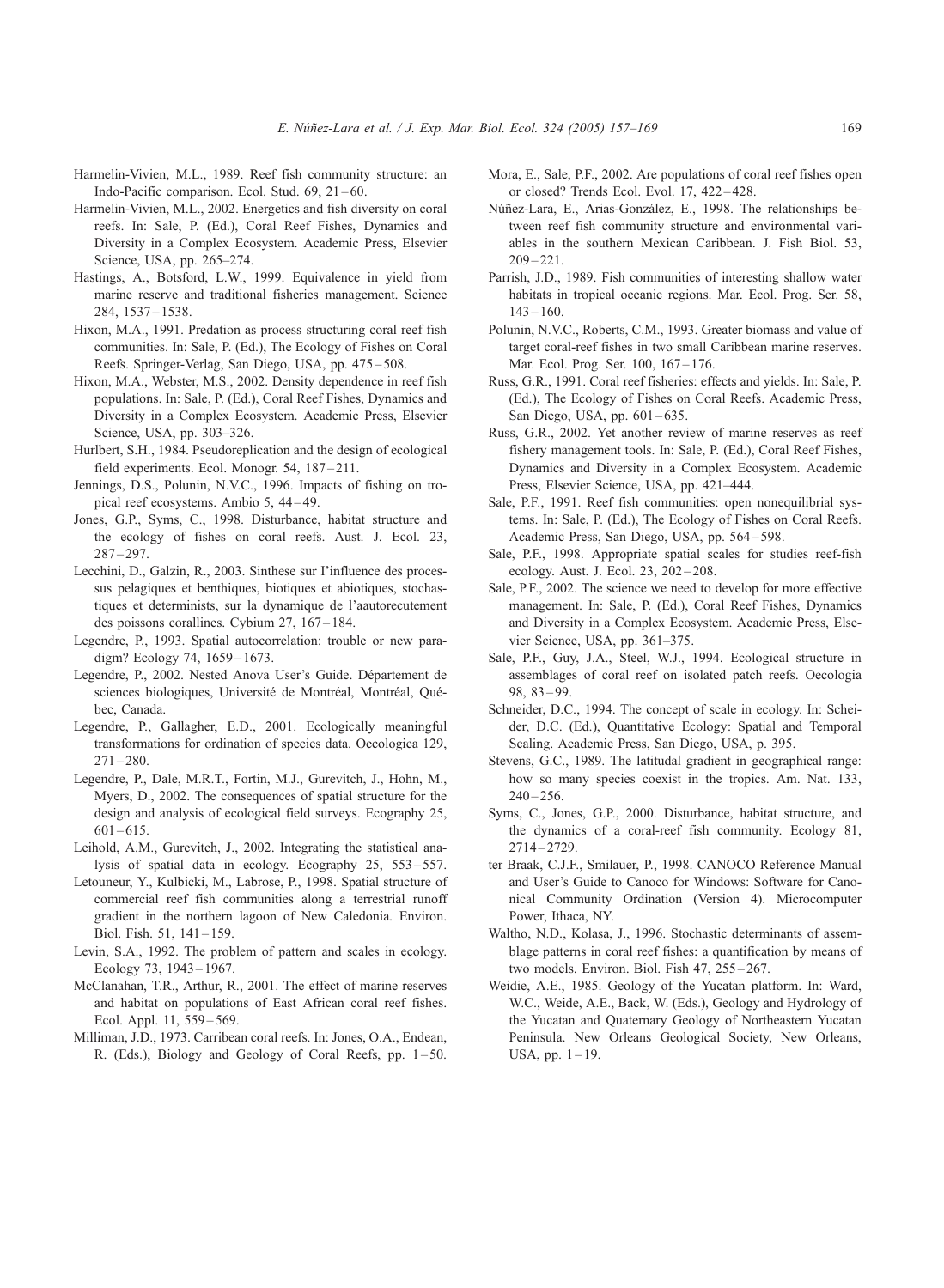Harmelin-Vivien, M.L., 1989. Reef fish community structure: an Indo-Pacific comparison. Ecol. Stud. 69, 21–60.

Harmelin-Vivien, M.L., 2002. Energetics and fish diversity on coral reefs. In: Sale, P. (Ed.), Coral Reef Fishes, Dynamics and Diversity in a Complex Ecosystem. Academic Press, Elsevier Science, USA, pp. 265–274.

Hastings, A., Botsford, L.W., 1999. Equivalence in yield from marine reserve and traditional fisheries management. Science 284, 1537–1538.

Hixon, M.A., 1991. Predation as process structuring coral reef fish communities. In: Sale, P. (Ed.), The Ecology of Fishes on Coral Reefs. Springer-Verlag, San Diego, USA, pp. 475–508.

Hixon, M.A., Webster, M.S., 2002. Density dependence in reef fish populations. In: Sale, P. (Ed.), Coral Reef Fishes, Dynamics and Diversity in a Complex Ecosystem. Academic Press, Elsevier Science, USA, pp. 303–326.

Hurlbert, S.H., 1984. Pseudoreplication and the design of ecological field experiments. Ecol. Monogr. 54, 187–211.

Jennings, D.S., Polunin, N.V.C., 1996. Impacts of fishing on tropical reef ecosystems. Ambio 5, 44–49.

Jones, G.P., Syms, C., 1998. Disturbance, habitat structure and the ecology of fishes on coral reefs. Aust. J. Ecol. 23, 287–297.

Lecchini, D., Galzin, R., 2003. Sinthese sur I'influence des processus pelagiques et benthiques, biotiques et abiotiques, stochastiques et determinists, sur la dynamique de l'aautorecutement des poissons corallines. Cybium 27, 167–184.

Legendre, P., 1993. Spatial autocorrelation: trouble or new paradigm? Ecology 74, 1659–1673.

Legendre, P., 2002. Nested Anova User's Guide. Département de sciences biologiques, Université de Montréal, Montréal, Québec, Canada.

Legendre, P., Gallagher, E.D., 2001. Ecologically meaningful transformations for ordination of species data. Oecologica 129, 271–280.

Legendre, P., Dale, M.R.T., Fortin, M.J., Gurevitch, J., Hohn, M., Myers, D., 2002. The consequences of spatial structure for the design and analysis of ecological field surveys. Ecography 25, 601–615.

Leihold, A.M., Gurevitch, J., 2002. Integrating the statistical analysis of spatial data in ecology. Ecography 25, 553–557.

Letouneur, Y., Kulbicki, M., Labrose, P., 1998. Spatial structure of commercial reef fish communities along a terrestrial runoff gradient in the northern lagoon of New Caledonia. Environ. Biol. Fish. 51, 141–159.

Levin, S.A., 1992. The problem of pattern and scales in ecology. Ecology 73, 1943–1967.

McClanahan, T.R., Arthur, R., 2001. The effect of marine reserves and habitat on populations of East African coral reef fishes. Ecol. Appl. 11, 559–569.

Milliman, J.D., 1973. Carribean coral reefs. In: Jones, O.A., Endean, R. (Eds.), Biology and Geology of Coral Reefs, pp. 1–50.

Mora, E., Sale, P.F., 2002. Are populations of coral reef fishes open or closed? Trends Ecol. Evol. 17, 422–428.

Núñez-Lara, E., Arias-González, E., 1998. The relationships between reef fish community structure and environmental variables in the southern Mexican Caribbean. J. Fish Biol. 53, 209–221.

Parrish, J.D., 1989. Fish communities of interesting shallow water habitats in tropical oceanic regions. Mar. Ecol. Prog. Ser. 58, 143–160.

Polunin, N.V.C., Roberts, C.M., 1993. Greater biomass and value of target coral-reef fishes in two small Caribbean marine reserves. Mar. Ecol. Prog. Ser. 100, 167–176.

Russ, G.R., 1991. Coral reef fisheries: effects and yields. In: Sale, P. (Ed.), The Ecology of Fishes on Coral Reefs. Academic Press, San Diego, USA, pp. 601–635.

Russ, G.R., 2002. Yet another review of marine reserves as reef fishery management tools. In: Sale, P. (Ed.), Coral Reef Fishes, Dynamics and Diversity in a Complex Ecosystem. Academic Press, Elsevier Science, USA, pp. 421–444.

Sale, P.F., 1991. Reef fish communities: open nonequilibrial systems. In: Sale, P. (Ed.), The Ecology of Fishes on Coral Reefs. Academic Press, San Diego, USA, pp. 564–598.

Sale, P.F., 1998. Appropriate spatial scales for studies reef-fish ecology. Aust. J. Ecol. 23, 202–208.

Sale, P.F., 2002. The science we need to develop for more effective management. In: Sale, P. (Ed.), Coral Reef Fishes, Dynamics and Diversity in a Complex Ecosystem. Academic Press, Elsevier Science, USA, pp. 361–375.

Sale, P.F., Guy, J.A., Steel, W.J., 1994. Ecological structure in assemblages of coral reef on isolated patch reefs. Oecologia 98, 83–99.

Schneider, D.C., 1994. The concept of scale in ecology. In: Scheider, D.C. (Ed.), Quantitative Ecology: Spatial and Temporal Scaling. Academic Press, San Diego, USA, p. 395.

Stevens, G.C., 1989. The latitudal gradient in geographical range: how so many species coexist in the tropics. Am. Nat. 133, 240–256.

Syms, C., Jones, G.P., 2000. Disturbance, habitat structure, and the dynamics of a coral-reef fish community. Ecology 81, 2714–2729.

ter Braak, C.J.F., Smilauer, P., 1998. CANOCO Reference Manual and User's Guide to Canoco for Windows: Software for Canonical Community Ordination (Version 4). Microcomputer Power, Ithaca, NY.

Waltho, N.D., Kolasa, J., 1996. Stochastic determinants of assemblage patterns in coral reef fishes: a quantification by means of two models. Environ. Biol. Fish 47, 255–267.

Weidie, A.E., 1985. Geology of the Yucatan platform. In: Ward, W.C., Weide, A.E., Back, W. (Eds.), Geology and Hydrology of the Yucatan and Quaternary Geology of Northeastern Yucatan Peninsula. New Orleans Geological Society, New Orleans, USA, pp. 1–19.